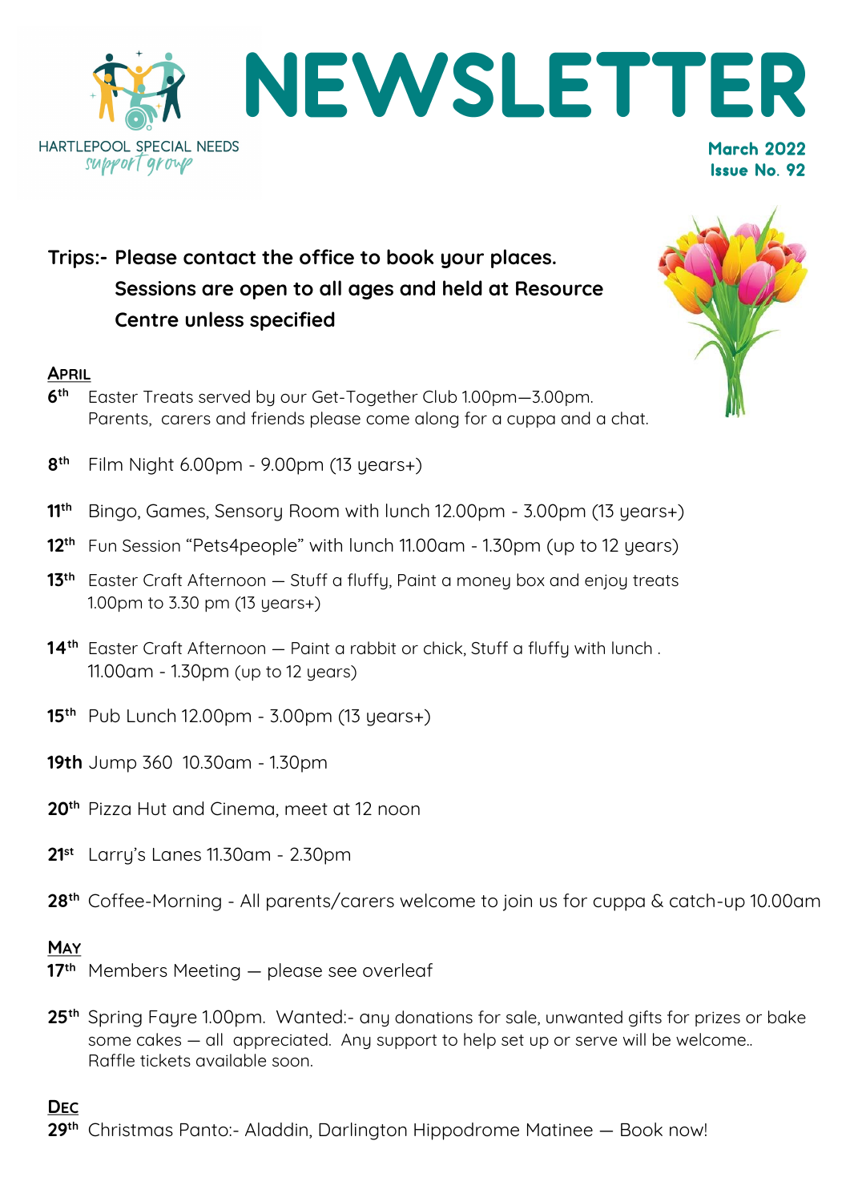HARTLEPOOL SPECIAL NEEDS
*support group*

# NEWSLETTER

**March 2022**
**Issue No. 92**

**Trips:- Please contact the office to book your places.**
**Sessions are open to all ages and held at Resource Centre unless specified**

## April

**6th** Easter Treats served by our Get-Together Club 1.00pm—3.00pm. Parents, carers and friends please come along for a cuppa and a chat.

**8th** Film Night 6.00pm - 9.00pm (13 years+)

**11th** Bingo, Games, Sensory Room with lunch 12.00pm - 3.00pm (13 years+)

**12th** Fun Session "Pets4people" with lunch 11.00am - 1.30pm (up to 12 years)

**13th** Easter Craft Afternoon — Stuff a fluffy, Paint a money box and enjoy treats 1.00pm to 3.30 pm (13 years+)

**14th** Easter Craft Afternoon — Paint a rabbit or chick, Stuff a fluffy with lunch . 11.00am - 1.30pm (up to 12 years)

**15th** Pub Lunch 12.00pm - 3.00pm (13 years+)

**19th** Jump 360 10.30am - 1.30pm

**20th** Pizza Hut and Cinema, meet at 12 noon

**21st** Larry's Lanes 11.30am - 2.30pm

**28th** Coffee-Morning - All parents/carers welcome to join us for cuppa & catch-up 10.00am

## May

**17th** Members Meeting — please see overleaf

**25th** Spring Fayre 1.00pm. Wanted:- any donations for sale, unwanted gifts for prizes or bake some cakes — all appreciated. Any support to help set up or serve will be welcome.. Raffle tickets available soon.

## Dec

**29th** Christmas Panto:- Aladdin, Darlington Hippodrome Matinee — Book now!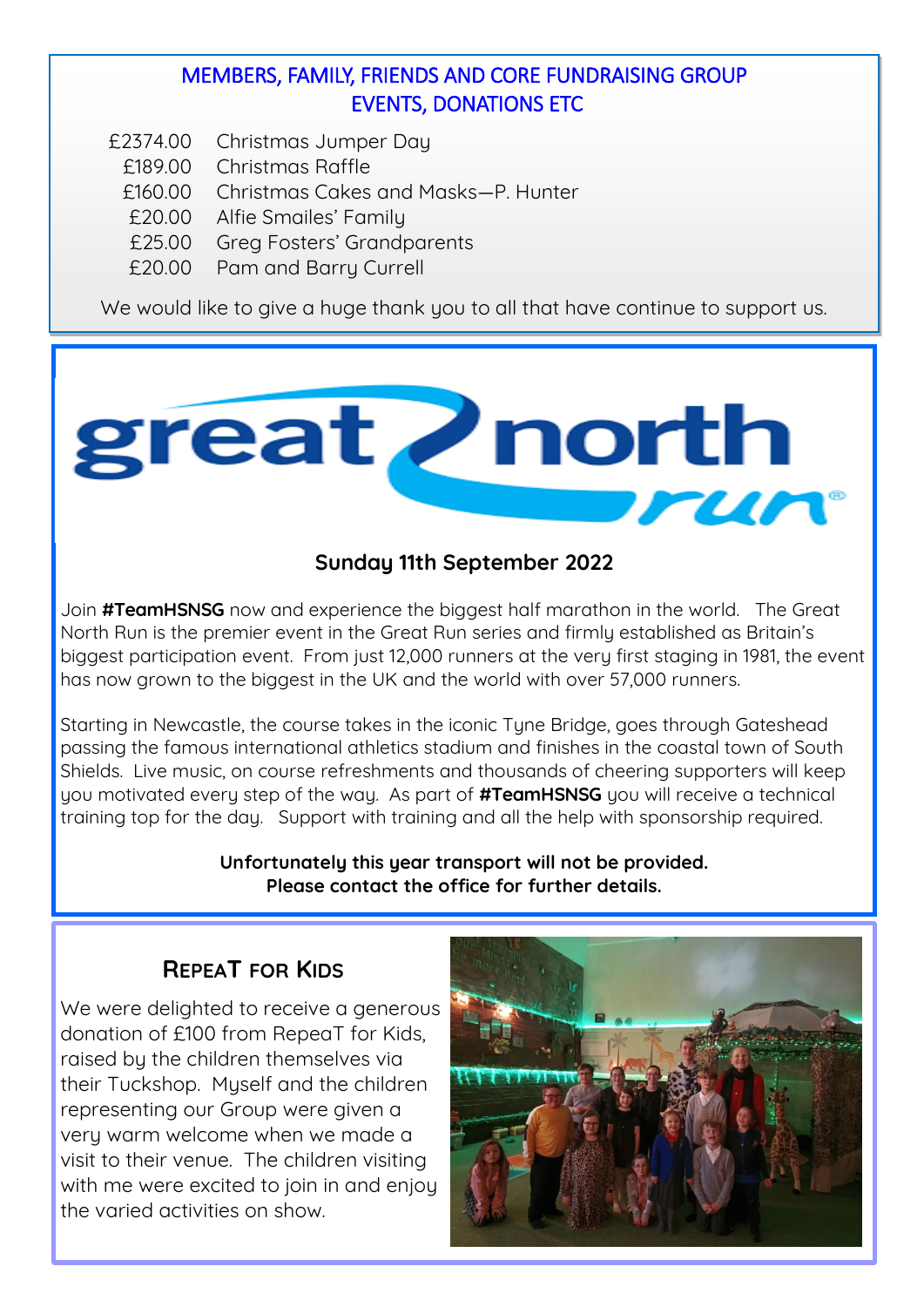## MEMBERS, FAMILY, FRIENDS AND CORE FUNDRAISING GROUP EVENTS, DONATIONS ETC

| | |
|---|---|
| £2374.00 | Christmas Jumper Day |
| £189.00 | Christmas Raffle |
| £160.00 | Christmas Cakes and Masks—P. Hunter |
| £20.00 | Alfie Smailes' Family |
| £25.00 | Greg Fosters' Grandparents |
| £20.00 | Pam and Barry Currell |

We would like to give a huge thank you to all that have continue to support us.

## great north run

**Sunday 11th September 2022**

Join **#TeamHSNSG** now and experience the biggest half marathon in the world. The Great North Run is the premier event in the Great Run series and firmly established as Britain's biggest participation event. From just 12,000 runners at the very first staging in 1981, the event has now grown to the biggest in the UK and the world with over 57,000 runners.

Starting in Newcastle, the course takes in the iconic Tyne Bridge, goes through Gateshead passing the famous international athletics stadium and finishes in the coastal town of South Shields. Live music, on course refreshments and thousands of cheering supporters will keep you motivated every step of the way. As part of **#TeamHSNSG** you will receive a technical training top for the day. Support with training and all the help with sponsorship required.

**Unfortunately this year transport will not be provided.**
**Please contact the office for further details.**

## RepeaT for Kids

We were delighted to receive a generous donation of £100 from RepeaT for Kids, raised by the children themselves via their Tuckshop. Myself and the children representing our Group were given a very warm welcome when we made a visit to their venue. The children visiting with me were excited to join in and enjoy the varied activities on show.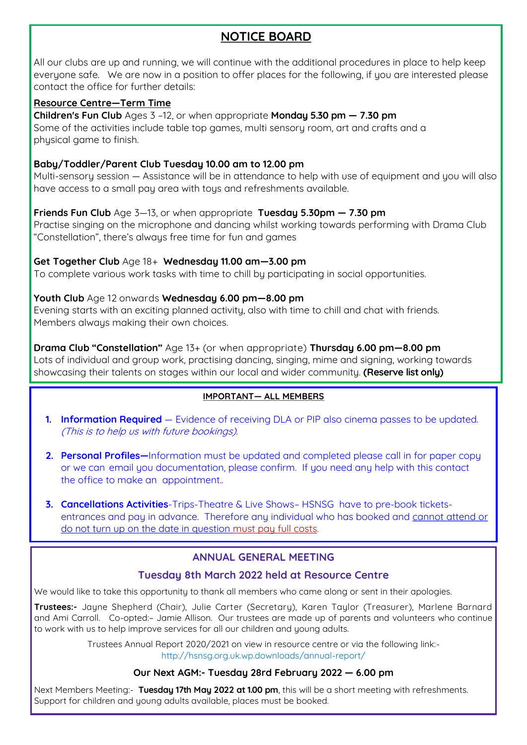## NOTICE BOARD

All our clubs are up and running, we will continue with the additional procedures in place to help keep everyone safe. We are now in a position to offer places for the following, if you are interested please contact the office for further details:

**Resource Centre—Term Time**

**Children's Fun Club** Ages 3 –12, or when appropriate **Monday 5.30 pm — 7.30 pm**
Some of the activities include table top games, multi sensory room, art and crafts and a physical game to finish.

**Baby/Toddler/Parent Club Tuesday 10.00 am to 12.00 pm**
Multi-sensory session — Assistance will be in attendance to help with use of equipment and you will also have access to a small pay area with toys and refreshments available.

**Friends Fun Club** Age 3—13, or when appropriate **Tuesday 5.30pm — 7.30 pm**
Practise singing on the microphone and dancing whilst working towards performing with Drama Club "Constellation", there's always free time for fun and games

**Get Together Club** Age 18+ **Wednesday 11.00 am—3.00 pm**
To complete various work tasks with time to chill by participating in social opportunities.

**Youth Club** Age 12 onwards **Wednesday 6.00 pm—8.00 pm**
Evening starts with an exciting planned activity, also with time to chill and chat with friends. Members always making their own choices.

**Drama Club "Constellation"** Age 13+ (or when appropriate) **Thursday 6.00 pm—8.00 pm**
Lots of individual and group work, practising dancing, singing, mime and signing, working towards showcasing their talents on stages within our local and wider community. **(Reserve list only)**

### IMPORTANT— ALL MEMBERS

1. **Information Required** — Evidence of receiving DLA or PIP also cinema passes to be updated. *(This is to help us with future bookings).*
2. **Personal Profiles—**Information must be updated and completed please call in for paper copy or we can email you documentation, please confirm. If you need any help with this contact the office to make an appointment..
3. **Cancellations Activities**-Trips-Theatre & Live Shows– HSNSG have to pre-book tickets-entrances and pay in advance. Therefore any individual who has booked and cannot attend or do not turn up on the date in question must pay full costs.

### ANNUAL GENERAL MEETING

### Tuesday 8th March 2022 held at Resource Centre

We would like to take this opportunity to thank all members who came along or sent in their apologies.

**Trustees:-** Jayne Shepherd (Chair), Julie Carter (Secretary), Karen Taylor (Treasurer), Marlene Barnard and Ami Carroll. Co-opted:– Jamie Allison. Our trustees are made up of parents and volunteers who continue to work with us to help improve services for all our children and young adults.

Trustees Annual Report 2020/2021 on view in resource centre or via the following link:-
http://hsnsg.org.uk.wp.downloads/annual-report/

**Our Next AGM:- Tuesday 28rd February 2022 — 6.00 pm**

Next Members Meeting:- **Tuesday 17th May 2022 at 1.00 pm**, this will be a short meeting with refreshments. Support for children and young adults available, places must be booked.